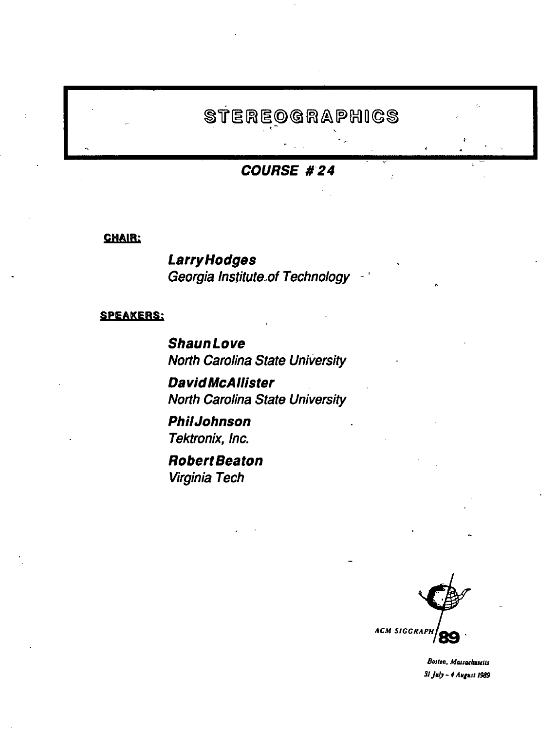# STEREOGRAPHICS

## COURSE # 24

**CHAIR:**

***Larry Hodges***
*Georgia Institute of Technology*

**SPEAKERS:**

***Shaun Love***
*North Carolina State University*

***David McAllister***
*North Carolina State University*

***Phil Johnson***
*Tektronix, Inc.*

***Robert Beaton***
*Virginia Tech*

ACM SIGGRAPH 89

*Boston, Massachusetts*
*31 July - 4 August 1989*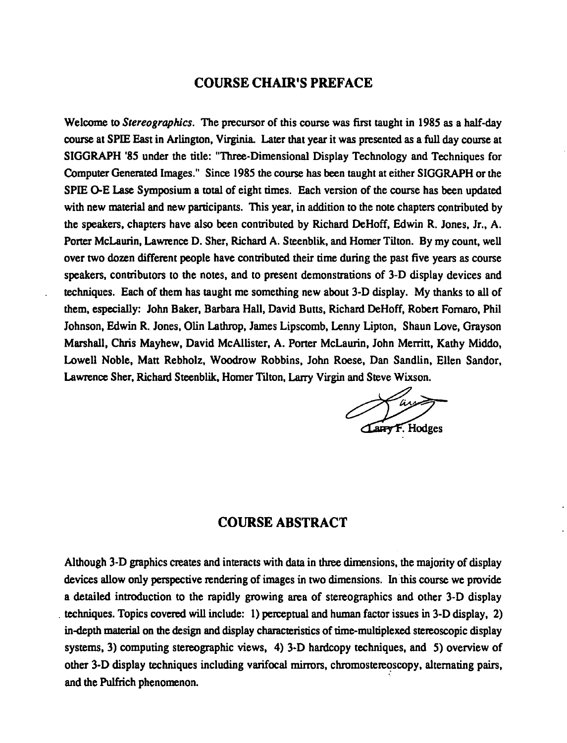## COURSE CHAIR'S PREFACE

Welcome to *Stereographics*. The precursor of this course was first taught in 1985 as a half-day course at SPIE East in Arlington, Virginia. Later that year it was presented as a full day course at SIGGRAPH '85 under the title: "Three-Dimensional Display Technology and Techniques for Computer Generated Images." Since 1985 the course has been taught at either SIGGRAPH or the SPIE O-E Lase Symposium a total of eight times. Each version of the course has been updated with new material and new participants. This year, in addition to the note chapters contributed by the speakers, chapters have also been contributed by Richard DeHoff, Edwin R. Jones, Jr., A. Porter McLaurin, Lawrence D. Sher, Richard A. Steenblik, and Homer Tilton. By my count, well over two dozen different people have contributed their time during the past five years as course speakers, contributors to the notes, and to present demonstrations of 3-D display devices and techniques. Each of them has taught me something new about 3-D display. My thanks to all of them, especially: John Baker, Barbara Hall, David Butts, Richard DeHoff, Robert Fornaro, Phil Johnson, Edwin R. Jones, Olin Lathrop, James Lipscomb, Lenny Lipton, Shaun Love, Grayson Marshall, Chris Mayhew, David McAllister, A. Porter McLaurin, John Merritt, Kathy Middo, Lowell Noble, Matt Rebholz, Woodrow Robbins, John Roese, Dan Sandlin, Ellen Sandor, Lawrence Sher, Richard Steenblik, Homer Tilton, Larry Virgin and Steve Wixson.

Larry F. Hodges

## COURSE ABSTRACT

Although 3-D graphics creates and interacts with data in three dimensions, the majority of display devices allow only perspective rendering of images in two dimensions. In this course we provide a detailed introduction to the rapidly growing area of stereographics and other 3-D display techniques. Topics covered will include: 1) perceptual and human factor issues in 3-D display, 2) in-depth material on the design and display characteristics of time-multiplexed stereoscopic display systems, 3) computing stereographic views, 4) 3-D hardcopy techniques, and 5) overview of other 3-D display techniques including varifocal mirrors, chromostereoscopy, alternating pairs, and the Pulfrich phenomenon.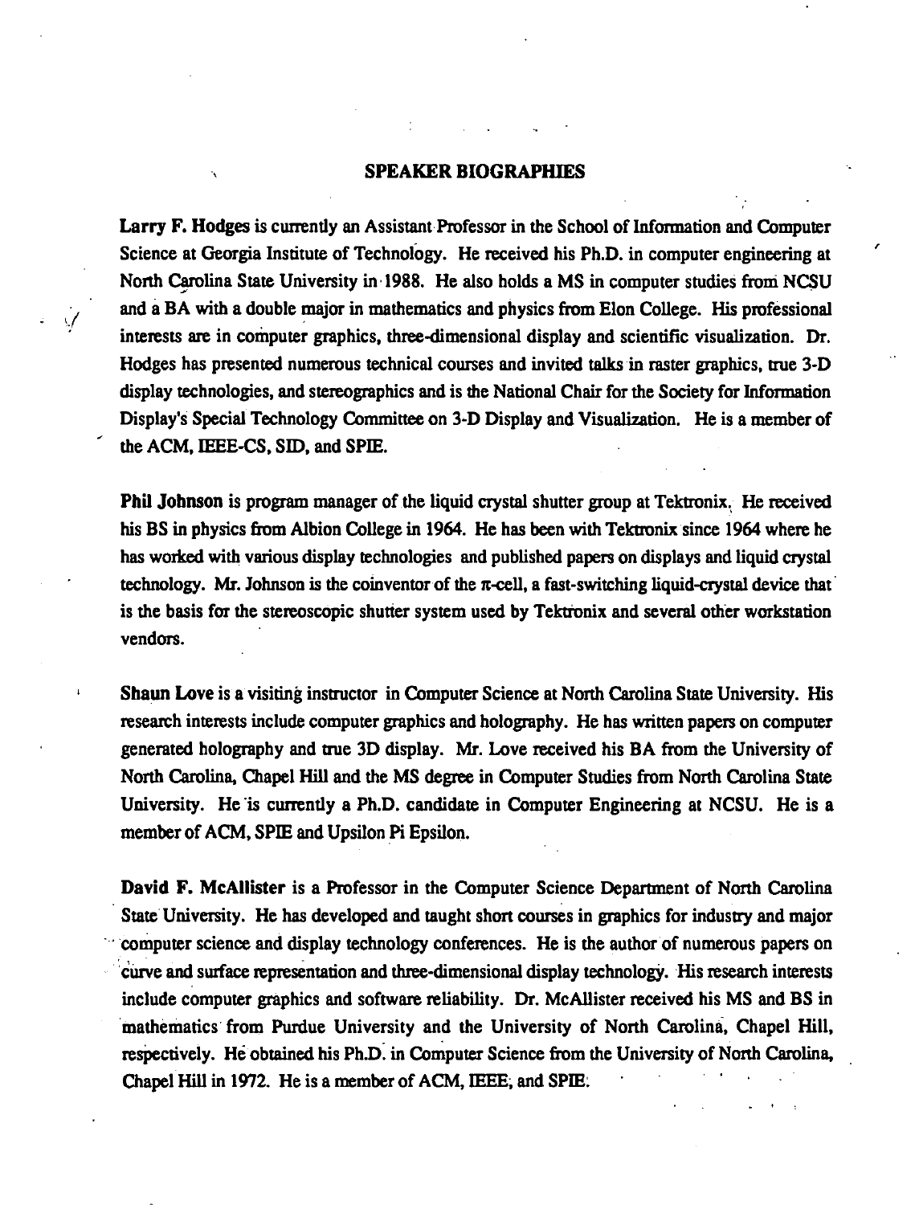## SPEAKER BIOGRAPHIES

**Larry F. Hodges** is currently an Assistant Professor in the School of Information and Computer Science at Georgia Institute of Technology. He received his Ph.D. in computer engineering at North Carolina State University in 1988. He also holds a MS in computer studies from NCSU and a BA with a double major in mathematics and physics from Elon College. His professional interests are in computer graphics, three-dimensional display and scientific visualization. Dr. Hodges has presented numerous technical courses and invited talks in raster graphics, true 3-D display technologies, and stereographics and is the National Chair for the Society for Information Display's Special Technology Committee on 3-D Display and Visualization. He is a member of the ACM, IEEE-CS, SID, and SPIE.

**Phil Johnson** is program manager of the liquid crystal shutter group at Tektronix. He received his BS in physics from Albion College in 1964. He has been with Tektronix since 1964 where he has worked with various display technologies and published papers on displays and liquid crystal technology. Mr. Johnson is the coinventor of the π-cell, a fast-switching liquid-crystal device that is the basis for the stereoscopic shutter system used by Tektronix and several other workstation vendors.

**Shaun Love** is a visiting instructor in Computer Science at North Carolina State University. His research interests include computer graphics and holography. He has written papers on computer generated holography and true 3D display. Mr. Love received his BA from the University of North Carolina, Chapel Hill and the MS degree in Computer Studies from North Carolina State University. He is currently a Ph.D. candidate in Computer Engineering at NCSU. He is a member of ACM, SPIE and Upsilon Pi Epsilon.

**David F. McAllister** is a Professor in the Computer Science Department of North Carolina State University. He has developed and taught short courses in graphics for industry and major computer science and display technology conferences. He is the author of numerous papers on curve and surface representation and three-dimensional display technology. His research interests include computer graphics and software reliability. Dr. McAllister received his MS and BS in mathematics from Purdue University and the University of North Carolina, Chapel Hill, respectively. He obtained his Ph.D. in Computer Science from the University of North Carolina, Chapel Hill in 1972. He is a member of ACM, IEEE, and SPIE.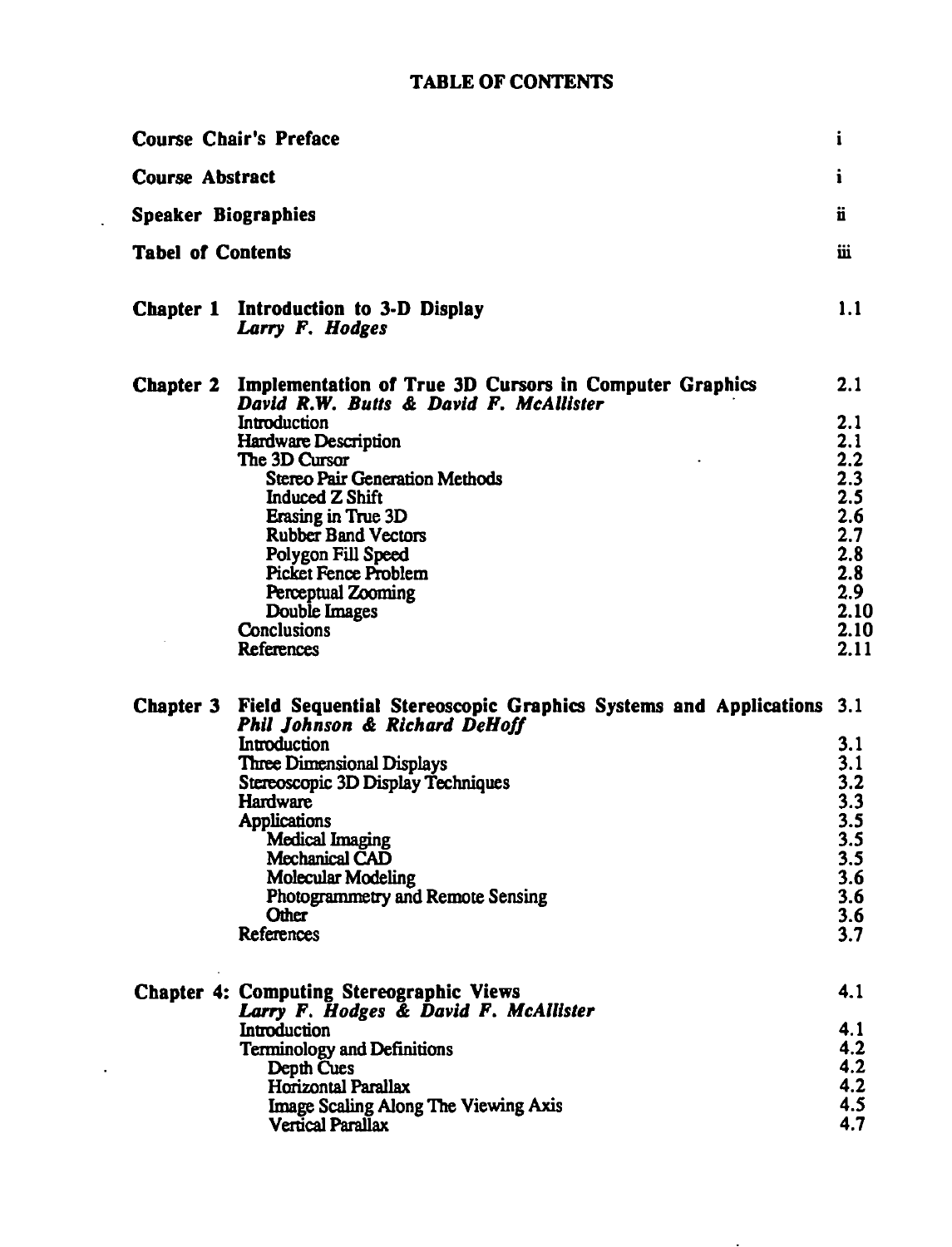# TABLE OF CONTENTS

| | | |
|---|---|---|
| **Course Chair's Preface** | | i |
| **Course Abstract** | | i |
| **Speaker Biographies** | | ii |
| **Tabel of Contents** | | iii |
| **Chapter 1** | **Introduction to 3-D Display** *Larry F. Hodges* | 1.1 |
| **Chapter 2** | **Implementation of True 3D Cursors in Computer Graphics** *David R.W. Butts & David F. McAllister* | 2.1 |
| | Introduction | 2.1 |
| | Hardware Description | 2.1 |
| | The 3D Cursor | 2.2 |
| | Stereo Pair Generation Methods | 2.3 |
| | Induced Z Shift | 2.5 |
| | Erasing in True 3D | 2.6 |
| | Rubber Band Vectors | 2.7 |
| | Polygon Fill Speed | 2.8 |
| | Picket Fence Problem | 2.8 |
| | Perceptual Zooming | 2.9 |
| | Double Images | 2.10 |
| | Conclusions | 2.10 |
| | References | 2.11 |
| **Chapter 3** | **Field Sequential Stereoscopic Graphics Systems and Applications** *Phil Johnson & Richard DeHoff* | 3.1 |
| | Introduction | 3.1 |
| | Three Dimensional Displays | 3.1 |
| | Stereoscopic 3D Display Techniques | 3.2 |
| | Hardware | 3.3 |
| | Applications | 3.5 |
| | Medical Imaging | 3.5 |
| | Mechanical CAD | 3.5 |
| | Molecular Modeling | 3.6 |
| | Photogrammetry and Remote Sensing | 3.6 |
| | Other | 3.6 |
| | References | 3.7 |
| **Chapter 4:** | **Computing Stereographic Views** *Larry F. Hodges & David F. McAllister* | 4.1 |
| | Introduction | 4.1 |
| | Terminology and Definitions | 4.2 |
| | Depth Cues | 4.2 |
| | Horizontal Parallax | 4.2 |
| | Image Scaling Along The Viewing Axis | 4.5 |
| | Vertical Parallax | 4.7 |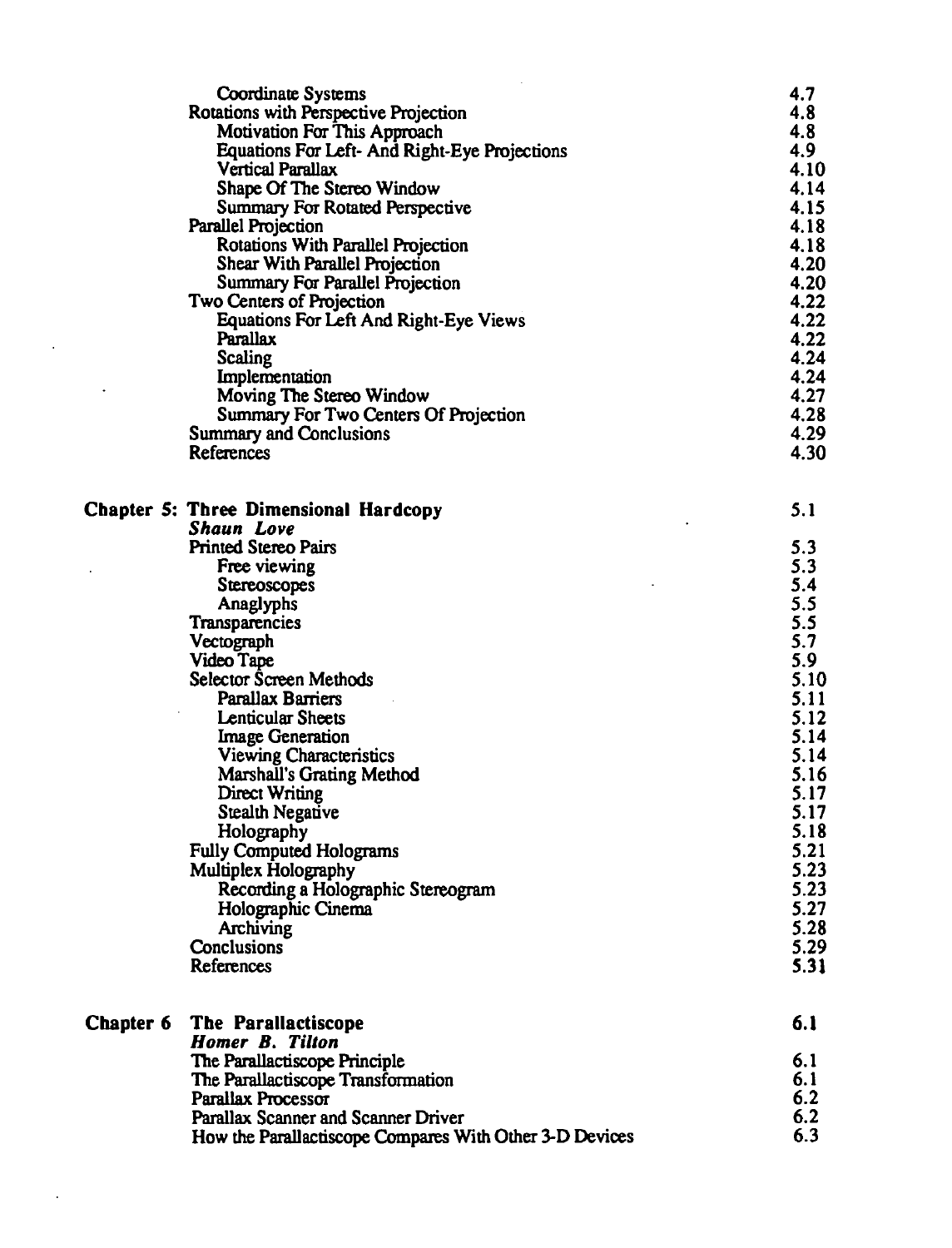| | | |
|---|---|---|
| | Coordinate Systems | 4.7 |
| | Rotations with Perspective Projection | 4.8 |
| | Motivation For This Approach | 4.8 |
| | Equations For Left- And Right-Eye Projections | 4.9 |
| | Vertical Parallax | 4.10 |
| | Shape Of The Stereo Window | 4.14 |
| | Summary For Rotated Perspective | 4.15 |
| | Parallel Projection | 4.18 |
| | Rotations With Parallel Projection | 4.18 |
| | Shear With Parallel Projection | 4.20 |
| | Summary For Parallel Projection | 4.20 |
| | Two Centers of Projection | 4.22 |
| | Equations For Left And Right-Eye Views | 4.22 |
| | Parallax | 4.22 |
| | Scaling | 4.24 |
| | Implementation | 4.24 |
| | Moving The Stereo Window | 4.27 |
| | Summary For Two Centers Of Projection | 4.28 |
| | Summary and Conclusions | 4.29 |
| | References | 4.30 |
| **Chapter 5:** | **Three Dimensional Hardcopy** | **5.1** |
| | ***Shaun Love*** | |
| | Printed Stereo Pairs | 5.3 |
| | Free viewing | 5.3 |
| | Stereoscopes | 5.4 |
| | Anaglyphs | 5.5 |
| | Transparencies | 5.5 |
| | Vectograph | 5.7 |
| | Video Tape | 5.9 |
| | Selector Screen Methods | 5.10 |
| | Parallax Barriers | 5.11 |
| | Lenticular Sheets | 5.12 |
| | Image Generation | 5.14 |
| | Viewing Characteristics | 5.14 |
| | Marshall's Grating Method | 5.16 |
| | Direct Writing | 5.17 |
| | Stealth Negative | 5.17 |
| | Holography | 5.18 |
| | Fully Computed Holograms | 5.21 |
| | Multiplex Holography | 5.23 |
| | Recording a Holographic Stereogram | 5.23 |
| | Holographic Cinema | 5.27 |
| | Archiving | 5.28 |
| | Conclusions | 5.29 |
| | References | 5.31 |
| **Chapter 6** | **The Parallactiscope** | **6.1** |
| | ***Homer B. Tilton*** | |
| | The Parallactiscope Principle | 6.1 |
| | The Parallactiscope Transformation | 6.1 |
| | Parallax Processor | 6.2 |
| | Parallax Scanner and Scanner Driver | 6.2 |
| | How the Parallactiscope Compares With Other 3-D Devices | 6.3 |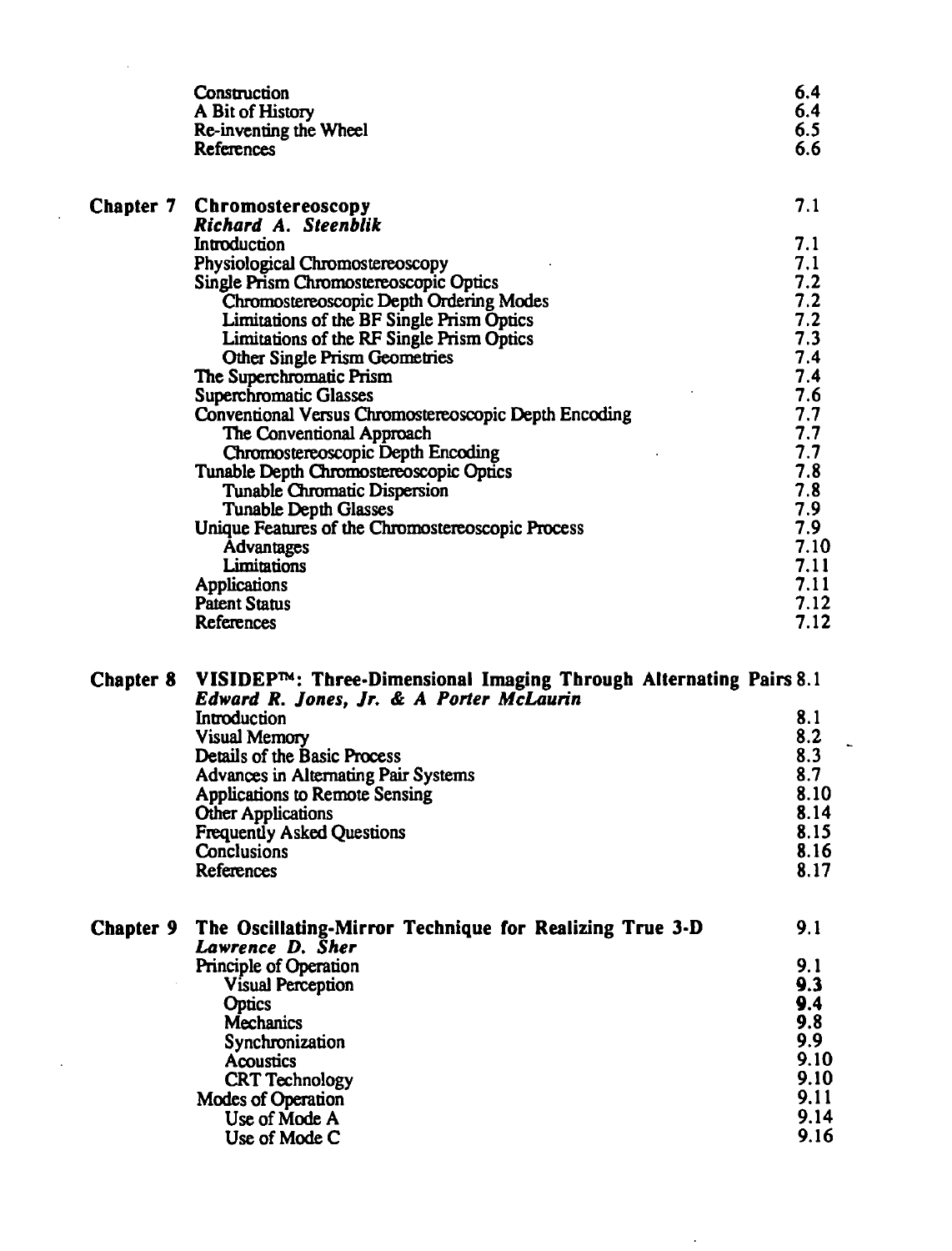| | | |
|---|---|---|
| | Construction | 6.4 |
| | A Bit of History | 6.4 |
| | Re-inventing the Wheel | 6.5 |
| | References | 6.6 |
| **Chapter 7** | **Chromostereoscopy** | 7.1 |
| | ***Richard A. Steenblik*** | |
| | Introduction | 7.1 |
| | Physiological Chromostereoscopy | 7.1 |
| | Single Prism Chromostereoscopic Optics | 7.2 |
| | Chromostereoscopic Depth Ordering Modes | 7.2 |
| | Limitations of the BF Single Prism Optics | 7.2 |
| | Limitations of the RF Single Prism Optics | 7.3 |
| | Other Single Prism Geometries | 7.4 |
| | The Superchromatic Prism | 7.4 |
| | Superchromatic Glasses | 7.6 |
| | Conventional Versus Chromostereoscopic Depth Encoding | 7.7 |
| | The Conventional Approach | 7.7 |
| | Chromostereoscopic Depth Encoding | 7.7 |
| | Tunable Depth Chromostereoscopic Optics | 7.8 |
| | Tunable Chromatic Dispersion | 7.8 |
| | Tunable Depth Glasses | 7.9 |
| | Unique Features of the Chromostereoscopic Process | 7.9 |
| | Advantages | 7.10 |
| | Limitations | 7.11 |
| | Applications | 7.11 |
| | Patent Status | 7.12 |
| | References | 7.12 |
| **Chapter 8** | **VISIDEP™: Three-Dimensional Imaging Through Alternating Pairs** | 8.1 |
| | ***Edward R. Jones, Jr. & A Porter McLaurin*** | |
| | Introduction | 8.1 |
| | Visual Memory | 8.2 |
| | Details of the Basic Process | 8.3 |
| | Advances in Alternating Pair Systems | 8.7 |
| | Applications to Remote Sensing | 8.10 |
| | Other Applications | 8.14 |
| | Frequently Asked Questions | 8.15 |
| | Conclusions | 8.16 |
| | References | 8.17 |
| **Chapter 9** | **The Oscillating-Mirror Technique for Realizing True 3-D** | 9.1 |
| | ***Lawrence D. Sher*** | |
| | Principle of Operation | 9.1 |
| | Visual Perception | 9.3 |
| | Optics | 9.4 |
| | Mechanics | 9.8 |
| | Synchronization | 9.9 |
| | Acoustics | 9.10 |
| | CRT Technology | 9.10 |
| | Modes of Operation | 9.11 |
| | Use of Mode A | 9.14 |
| | Use of Mode C | 9.16 |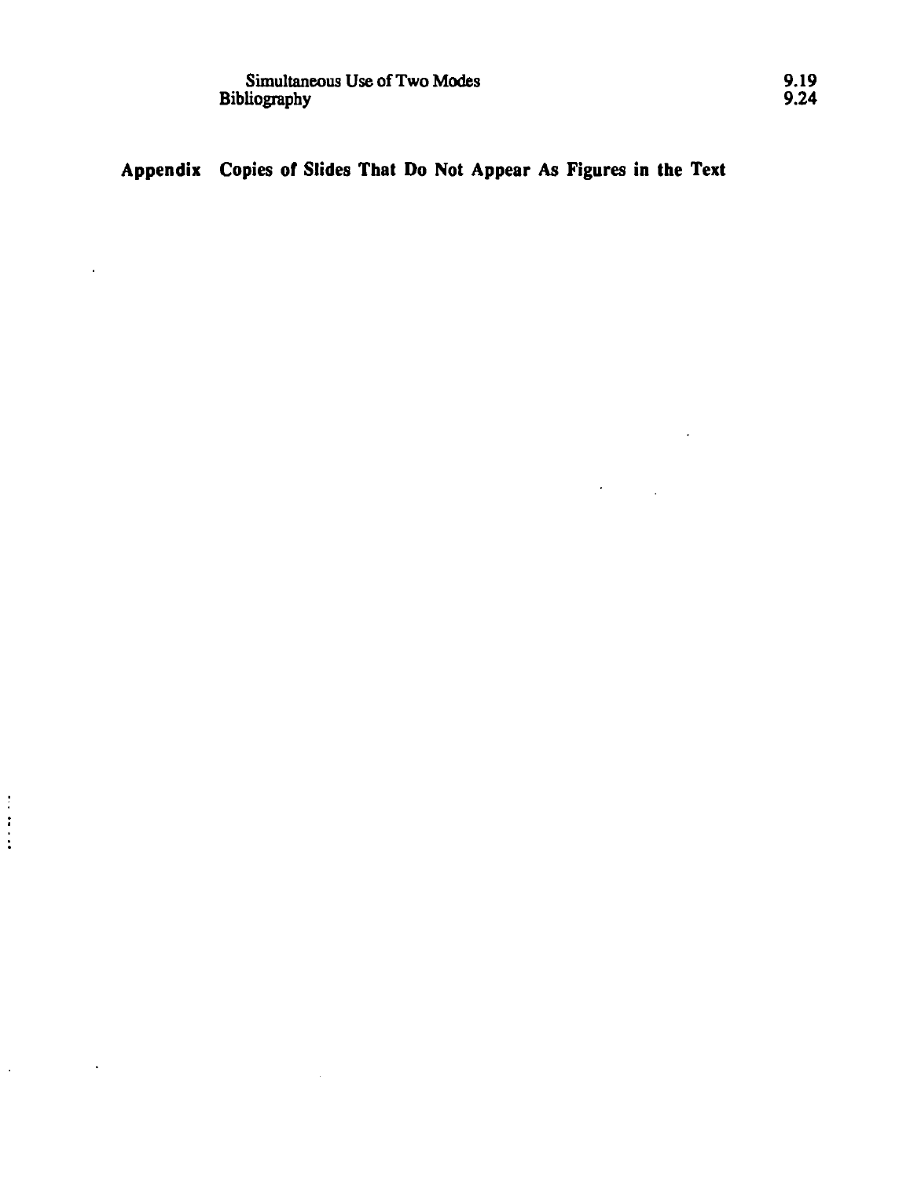| | |
|---|---|
| Simultaneous Use of Two Modes | 9.19 |
| Bibliography | 9.24 |

**Appendix Copies of Slides That Do Not Appear As Figures in the Text**